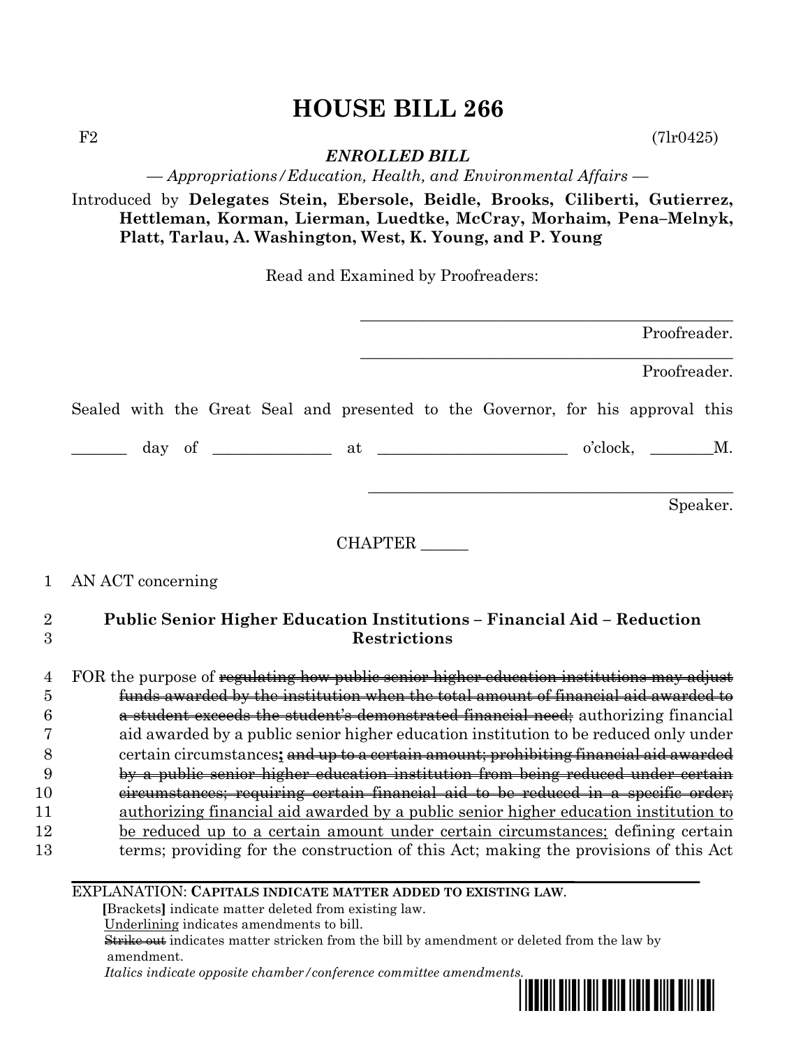# HOUSE BILL 266

F2 (7lr0425)

***ENROLLED BILL***

*— Appropriations/Education, Health, and Environmental Affairs —*

Introduced by **Delegates Stein, Ebersole, Beidle, Brooks, Ciliberti, Gutierrez, Hettleman, Korman, Lierman, Luedtke, McCray, Morhaim, Pena–Melnyk, Platt, Tarlau, A. Washington, West, K. Young, and P. Young**

Read and Examined by Proofreaders:

_______________________________________________ Proofreader.

_______________________________________________ Proofreader.

Sealed with the Great Seal and presented to the Governor, for his approval this

_______ day of ______________ at _______________________ o'clock, ________M.

_______________________________________________ Speaker.

CHAPTER ______

1 AN ACT concerning

2 **Public Senior Higher Education Institutions – Financial Aid – Reduction**
3 **Restrictions**

4 FOR the purpose of ~~regulating how public senior higher education institutions may adjust~~
5 ~~funds awarded by the institution when the total amount of financial aid awarded to~~
6 ~~a student exceeds the student's demonstrated financial need;~~ authorizing financial
7 aid awarded by a public senior higher education institution to be reduced only under
8 certain circumstances<u>**;**</u> ~~and up to a certain amount; prohibiting financial aid awarded~~
9 ~~by a public senior higher education institution from being reduced under certain~~
10 ~~circumstances; requiring certain financial aid to be reduced in a specific order;~~
11 <u>authorizing financial aid awarded by a public senior higher education institution to</u>
12 <u>be reduced up to a certain amount under certain circumstances;</u> defining certain
13 terms; providing for the construction of this Act; making the provisions of this Act

EXPLANATION: **CAPITALS INDICATE MATTER ADDED TO EXISTING LAW.**
**[**Brackets**]** indicate matter deleted from existing law.
<u>Underlining</u> indicates amendments to bill.
~~Strike out~~ indicates matter stricken from the bill by amendment or deleted from the law by amendment.
*Italics indicate opposite chamber/conference committee amendments.*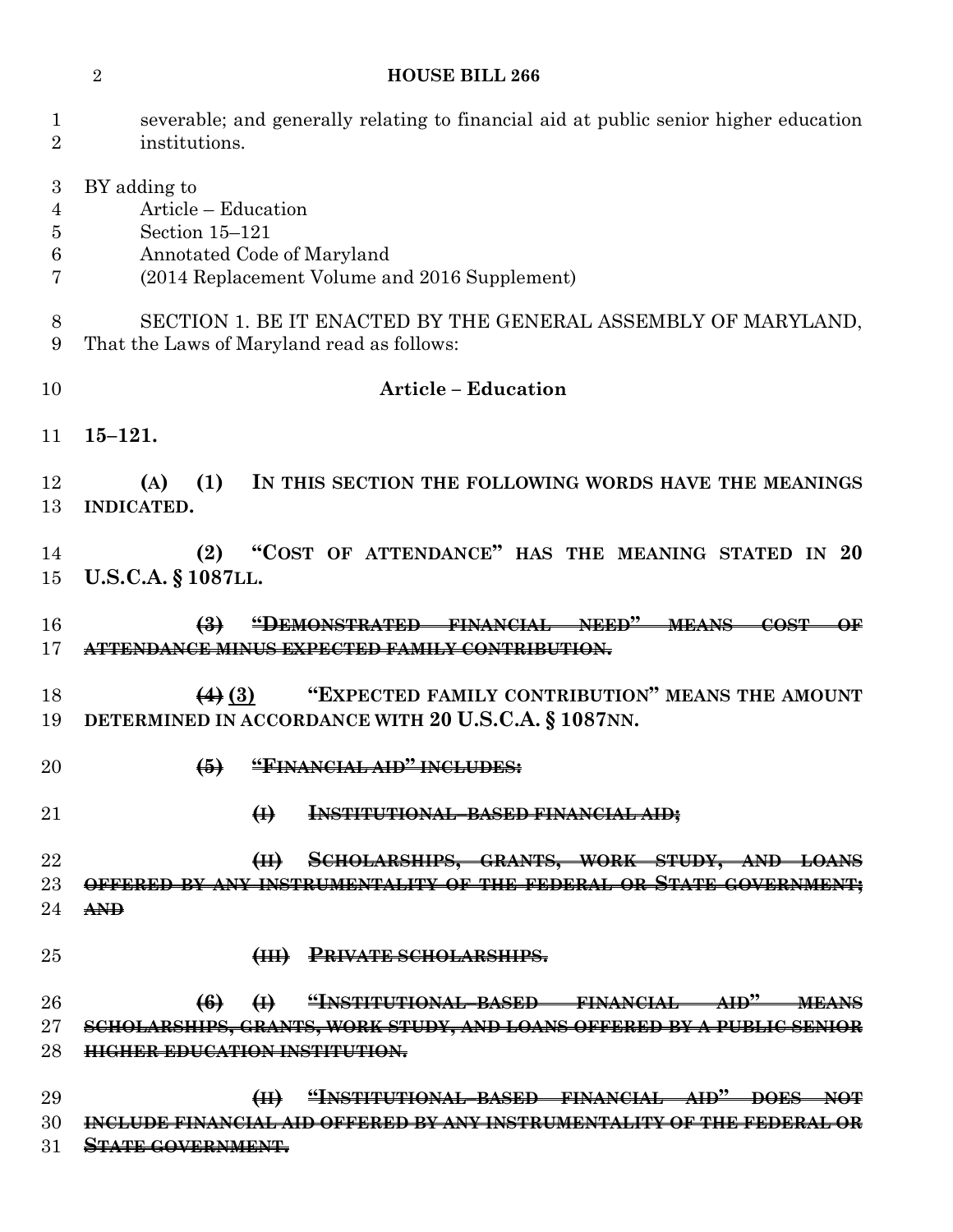severable; and generally relating to financial aid at public senior higher education institutions.

BY adding to
Article – Education
Section 15–121
Annotated Code of Maryland
(2014 Replacement Volume and 2016 Supplement)

SECTION 1. BE IT ENACTED BY THE GENERAL ASSEMBLY OF MARYLAND, That the Laws of Maryland read as follows:

**Article – Education**

**15–121.**

**(A) (1) IN THIS SECTION THE FOLLOWING WORDS HAVE THE MEANINGS INDICATED.**

**(2) "COST OF ATTENDANCE" HAS THE MEANING STATED IN 20 U.S.C.A. § 1087LL.**

~~**(3) "DEMONSTRATED FINANCIAL NEED" MEANS COST OF ATTENDANCE MINUS EXPECTED FAMILY CONTRIBUTION.**~~

~~**(4)**~~ **(3) "EXPECTED FAMILY CONTRIBUTION" MEANS THE AMOUNT DETERMINED IN ACCORDANCE WITH 20 U.S.C.A. § 1087NN.**

~~**(5) "FINANCIAL AID" INCLUDES:**~~

~~**(I) INSTITUTIONAL–BASED FINANCIAL AID;**~~

~~**(II) SCHOLARSHIPS, GRANTS, WORK STUDY, AND LOANS OFFERED BY ANY INSTRUMENTALITY OF THE FEDERAL OR STATE GOVERNMENT; AND**~~

~~**(III) PRIVATE SCHOLARSHIPS.**~~

~~**(6) (I) "INSTITUTIONAL–BASED FINANCIAL AID" MEANS SCHOLARSHIPS, GRANTS, WORK STUDY, AND LOANS OFFERED BY A PUBLIC SENIOR HIGHER EDUCATION INSTITUTION.**~~

~~**(II) "INSTITUTIONAL–BASED FINANCIAL AID" DOES NOT INCLUDE FINANCIAL AID OFFERED BY ANY INSTRUMENTALITY OF THE FEDERAL OR STATE GOVERNMENT.**~~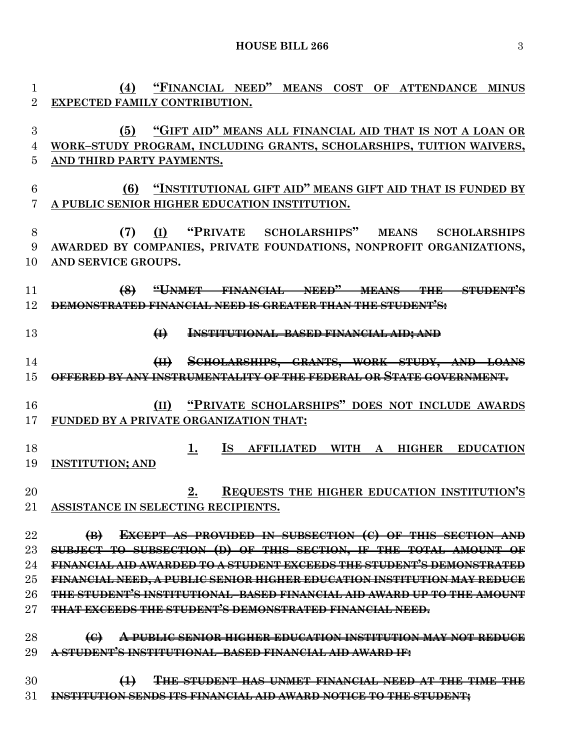(4) <u>"FINANCIAL NEED" MEANS COST OF ATTENDANCE MINUS EXPECTED FAMILY CONTRIBUTION.</u>

(5) <u>"GIFT AID" MEANS ALL FINANCIAL AID THAT IS NOT A LOAN OR WORK–STUDY PROGRAM, INCLUDING GRANTS, SCHOLARSHIPS, TUITION WAIVERS, AND THIRD PARTY PAYMENTS.</u>

(6) <u>"INSTITUTIONAL GIFT AID" MEANS GIFT AID THAT IS FUNDED BY A PUBLIC SENIOR HIGHER EDUCATION INSTITUTION.</u>

(7) <u>(I)</u> "PRIVATE SCHOLARSHIPS" MEANS SCHOLARSHIPS AWARDED BY COMPANIES, PRIVATE FOUNDATIONS, NONPROFIT ORGANIZATIONS, AND SERVICE GROUPS.

~~(8) "UNMET FINANCIAL NEED" MEANS THE STUDENT'S DEMONSTRATED FINANCIAL NEED IS GREATER THAN THE STUDENT'S:~~

~~(I) INSTITUTIONAL–BASED FINANCIAL AID; AND~~

~~(II) SCHOLARSHIPS, GRANTS, WORK STUDY, AND LOANS OFFERED BY ANY INSTRUMENTALITY OF THE FEDERAL OR STATE GOVERNMENT.~~

<u>(II) "PRIVATE SCHOLARSHIPS" DOES NOT INCLUDE AWARDS FUNDED BY A PRIVATE ORGANIZATION THAT:</u>

<u>1. IS AFFILIATED WITH A HIGHER EDUCATION INSTITUTION; AND</u>

<u>2. REQUESTS THE HIGHER EDUCATION INSTITUTION'S ASSISTANCE IN SELECTING RECIPIENTS.</u>

~~(B) EXCEPT AS PROVIDED IN SUBSECTION (C) OF THIS SECTION AND SUBJECT TO SUBSECTION (D) OF THIS SECTION, IF THE TOTAL AMOUNT OF FINANCIAL AID AWARDED TO A STUDENT EXCEEDS THE STUDENT'S DEMONSTRATED FINANCIAL NEED, A PUBLIC SENIOR HIGHER EDUCATION INSTITUTION MAY REDUCE THE STUDENT'S INSTITUTIONAL–BASED FINANCIAL AID AWARD UP TO THE AMOUNT THAT EXCEEDS THE STUDENT'S DEMONSTRATED FINANCIAL NEED.~~

~~(C) A PUBLIC SENIOR HIGHER EDUCATION INSTITUTION MAY NOT REDUCE A STUDENT'S INSTITUTIONAL–BASED FINANCIAL AID AWARD IF:~~

~~(1) THE STUDENT HAS UNMET FINANCIAL NEED AT THE TIME THE INSTITUTION SENDS ITS FINANCIAL AID AWARD NOTICE TO THE STUDENT;~~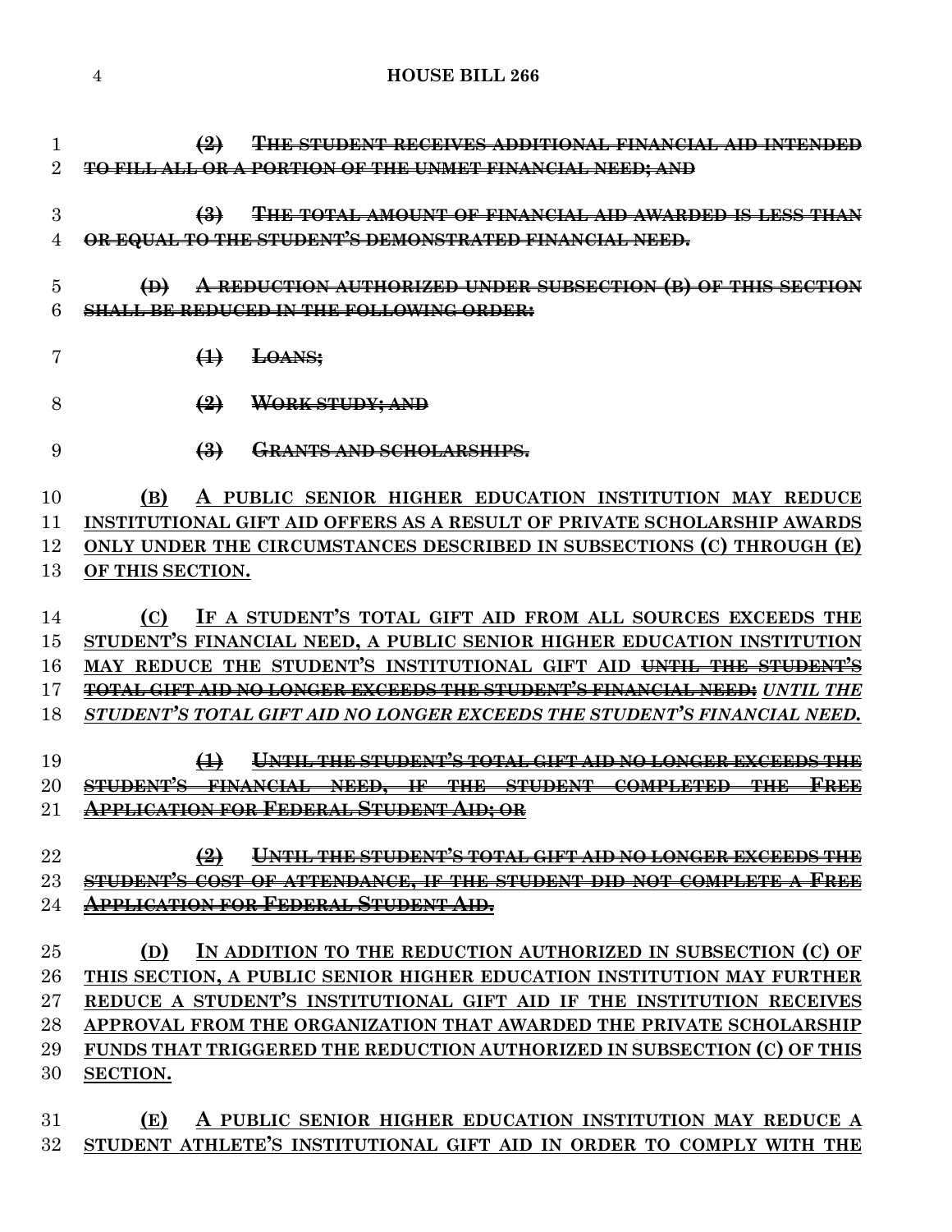~~**(2) THE STUDENT RECEIVES ADDITIONAL FINANCIAL AID INTENDED TO FILL ALL OR A PORTION OF THE UNMET FINANCIAL NEED; AND**~~

~~**(3) THE TOTAL AMOUNT OF FINANCIAL AID AWARDED IS LESS THAN OR EQUAL TO THE STUDENT'S DEMONSTRATED FINANCIAL NEED.**~~

~~**(D) A REDUCTION AUTHORIZED UNDER SUBSECTION (B) OF THIS SECTION SHALL BE REDUCED IN THE FOLLOWING ORDER:**~~

~~**(1) LOANS;**~~

~~**(2) WORK STUDY; AND**~~

~~**(3) GRANTS AND SCHOLARSHIPS.**~~

<u>**(B) A PUBLIC SENIOR HIGHER EDUCATION INSTITUTION MAY REDUCE INSTITUTIONAL GIFT AID OFFERS AS A RESULT OF PRIVATE SCHOLARSHIP AWARDS ONLY UNDER THE CIRCUMSTANCES DESCRIBED IN SUBSECTIONS (C) THROUGH (E) OF THIS SECTION.**</u>

<u>**(C) IF A STUDENT'S TOTAL GIFT AID FROM ALL SOURCES EXCEEDS THE STUDENT'S FINANCIAL NEED, A PUBLIC SENIOR HIGHER EDUCATION INSTITUTION MAY REDUCE THE STUDENT'S INSTITUTIONAL GIFT AID**</u> ~~**UNTIL THE STUDENT'S TOTAL GIFT AID NO LONGER EXCEEDS THE STUDENT'S FINANCIAL NEED:**~~ <u>***UNTIL THE STUDENT'S TOTAL GIFT AID NO LONGER EXCEEDS THE STUDENT'S FINANCIAL NEED.***</u>

~~**(1) UNTIL THE STUDENT'S TOTAL GIFT AID NO LONGER EXCEEDS THE STUDENT'S FINANCIAL NEED, IF THE STUDENT COMPLETED THE FREE APPLICATION FOR FEDERAL STUDENT AID; OR**~~

~~**(2) UNTIL THE STUDENT'S TOTAL GIFT AID NO LONGER EXCEEDS THE STUDENT'S COST OF ATTENDANCE, IF THE STUDENT DID NOT COMPLETE A FREE APPLICATION FOR FEDERAL STUDENT AID.**~~

<u>**(D) IN ADDITION TO THE REDUCTION AUTHORIZED IN SUBSECTION (C) OF THIS SECTION, A PUBLIC SENIOR HIGHER EDUCATION INSTITUTION MAY FURTHER REDUCE A STUDENT'S INSTITUTIONAL GIFT AID IF THE INSTITUTION RECEIVES APPROVAL FROM THE ORGANIZATION THAT AWARDED THE PRIVATE SCHOLARSHIP FUNDS THAT TRIGGERED THE REDUCTION AUTHORIZED IN SUBSECTION (C) OF THIS SECTION.**</u>

<u>**(E) A PUBLIC SENIOR HIGHER EDUCATION INSTITUTION MAY REDUCE A STUDENT ATHLETE'S INSTITUTIONAL GIFT AID IN ORDER TO COMPLY WITH THE**</u>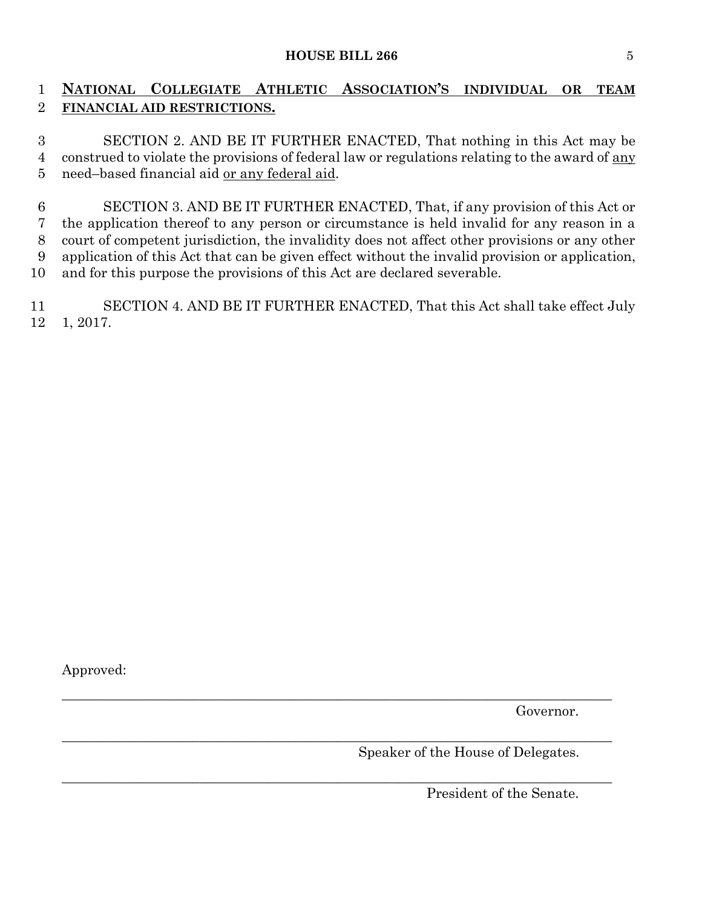**NATIONAL COLLEGIATE ATHLETIC ASSOCIATION'S INDIVIDUAL OR TEAM FINANCIAL AID RESTRICTIONS.**

SECTION 2. AND BE IT FURTHER ENACTED, That nothing in this Act may be construed to violate the provisions of federal law or regulations relating to the award of any need–based financial aid or any federal aid.

SECTION 3. AND BE IT FURTHER ENACTED, That, if any provision of this Act or the application thereof to any person or circumstance is held invalid for any reason in a court of competent jurisdiction, the invalidity does not affect other provisions or any other application of this Act that can be given effect without the invalid provision or application, and for this purpose the provisions of this Act are declared severable.

SECTION 4. AND BE IT FURTHER ENACTED, That this Act shall take effect July 1, 2017.

Approved:

\_\_\_\_\_\_\_\_\_\_\_\_\_\_\_\_\_\_\_\_\_\_\_\_\_\_\_\_\_\_\_\_\_\_\_\_\_\_\_\_\_\_\_\_\_\_\_\_\_\_\_\_\_\_

Governor.

\_\_\_\_\_\_\_\_\_\_\_\_\_\_\_\_\_\_\_\_\_\_\_\_\_\_\_\_\_\_\_\_\_\_\_\_\_\_\_\_\_\_\_\_\_\_\_\_\_\_\_\_\_\_

Speaker of the House of Delegates.

\_\_\_\_\_\_\_\_\_\_\_\_\_\_\_\_\_\_\_\_\_\_\_\_\_\_\_\_\_\_\_\_\_\_\_\_\_\_\_\_\_\_\_\_\_\_\_\_\_\_\_\_\_\_

President of the Senate.